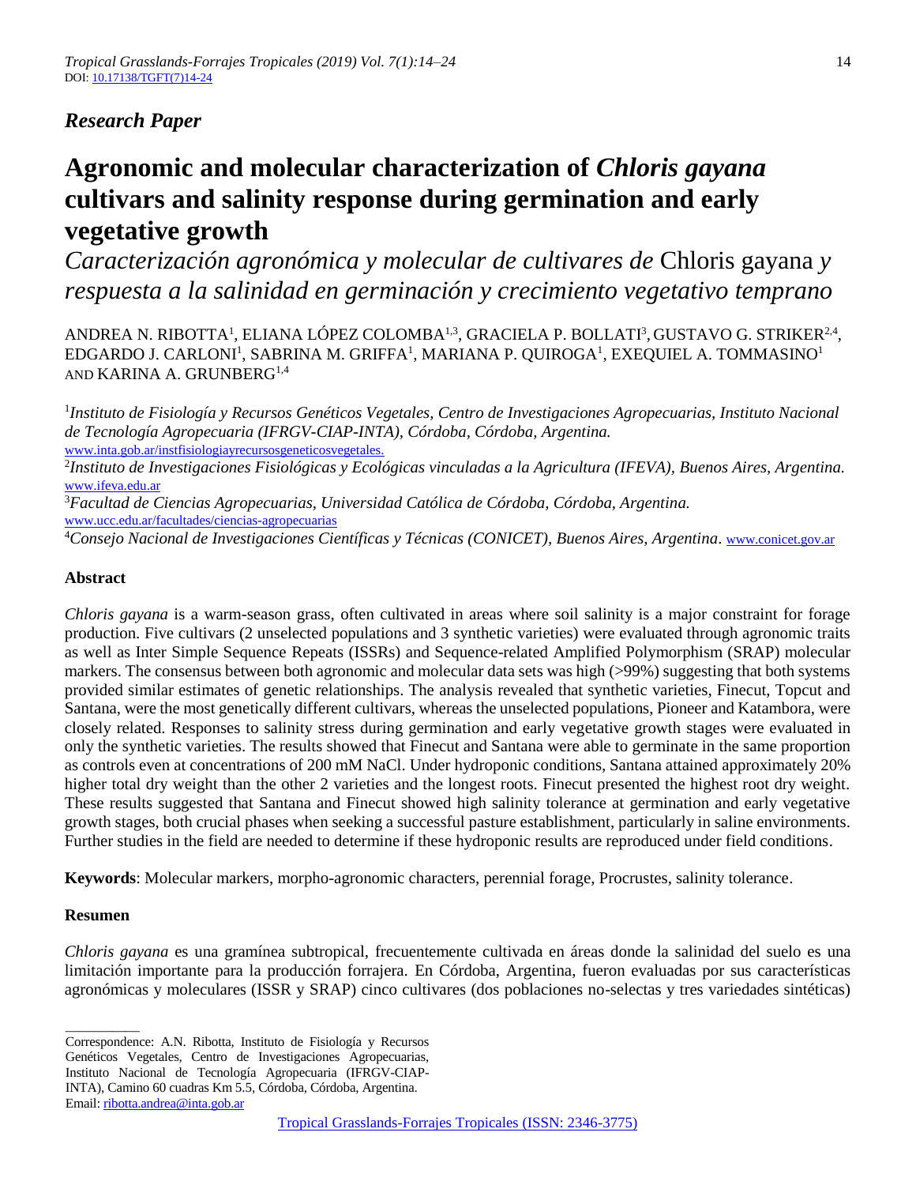*Research Paper*

# Agronomic and molecular characterization of *Chloris gayana* cultivars and salinity response during germination and early vegetative growth

*Caracterización agronómica y molecular de cultivares de* Chloris gayana *y respuesta a la salinidad en germinación y crecimiento vegetativo temprano*

ANDREA N. RIBOTTA[1], ELIANA LÓPEZ COLOMBA[1,3], GRACIELA P. BOLLATI[3], GUSTAVO G. STRIKER[2,4], EDGARDO J. CARLONI[1], SABRINA M. GRIFFA[1], MARIANA P. QUIROGA[1], EXEQUIEL A. TOMMASINO[1] AND KARINA A. GRUNBERG[1,4]

[1]*Instituto de Fisiología y Recursos Genéticos Vegetales, Centro de Investigaciones Agropecuarias, Instituto Nacional de Tecnología Agropecuaria (IFRGV-CIAP-INTA), Córdoba, Córdoba, Argentina.* www.inta.gob.ar/instfisiologiayrecursosgeneticosvegetales.

[2]*Instituto de Investigaciones Fisiológicas y Ecológicas vinculadas a la Agricultura (IFEVA), Buenos Aires, Argentina.* www.ifeva.edu.ar

[3]*Facultad de Ciencias Agropecuarias, Universidad Católica de Córdoba, Córdoba, Argentina.* www.ucc.edu.ar/facultades/ciencias-agropecuarias

[4]*Consejo Nacional de Investigaciones Científicas y Técnicas (CONICET), Buenos Aires, Argentina*. www.conicet.gov.ar

## Abstract

*Chloris gayana* is a warm-season grass, often cultivated in areas where soil salinity is a major constraint for forage production. Five cultivars (2 unselected populations and 3 synthetic varieties) were evaluated through agronomic traits as well as Inter Simple Sequence Repeats (ISSRs) and Sequence-related Amplified Polymorphism (SRAP) molecular markers. The consensus between both agronomic and molecular data sets was high (>99%) suggesting that both systems provided similar estimates of genetic relationships. The analysis revealed that synthetic varieties, Finecut, Topcut and Santana, were the most genetically different cultivars, whereas the unselected populations, Pioneer and Katambora, were closely related. Responses to salinity stress during germination and early vegetative growth stages were evaluated in only the synthetic varieties. The results showed that Finecut and Santana were able to germinate in the same proportion as controls even at concentrations of 200 mM NaCl. Under hydroponic conditions, Santana attained approximately 20% higher total dry weight than the other 2 varieties and the longest roots. Finecut presented the highest root dry weight. These results suggested that Santana and Finecut showed high salinity tolerance at germination and early vegetative growth stages, both crucial phases when seeking a successful pasture establishment, particularly in saline environments. Further studies in the field are needed to determine if these hydroponic results are reproduced under field conditions.

**Keywords**: Molecular markers, morpho-agronomic characters, perennial forage, Procrustes, salinity tolerance.

## Resumen

*Chloris gayana* es una gramínea subtropical, frecuentemente cultivada en áreas donde la salinidad del suelo es una limitación importante para la producción forrajera. En Córdoba, Argentina, fueron evaluadas por sus características agronómicas y moleculares (ISSR y SRAP) cinco cultivares (dos poblaciones no-selectas y tres variedades sintéticas)

---

Correspondence: A.N. Ribotta, Instituto de Fisiología y Recursos Genéticos Vegetales, Centro de Investigaciones Agropecuarias, Instituto Nacional de Tecnología Agropecuaria (IFRGV-CIAP-INTA), Camino 60 cuadras Km 5.5, Córdoba, Córdoba, Argentina. Email: ribotta.andrea@inta.gob.ar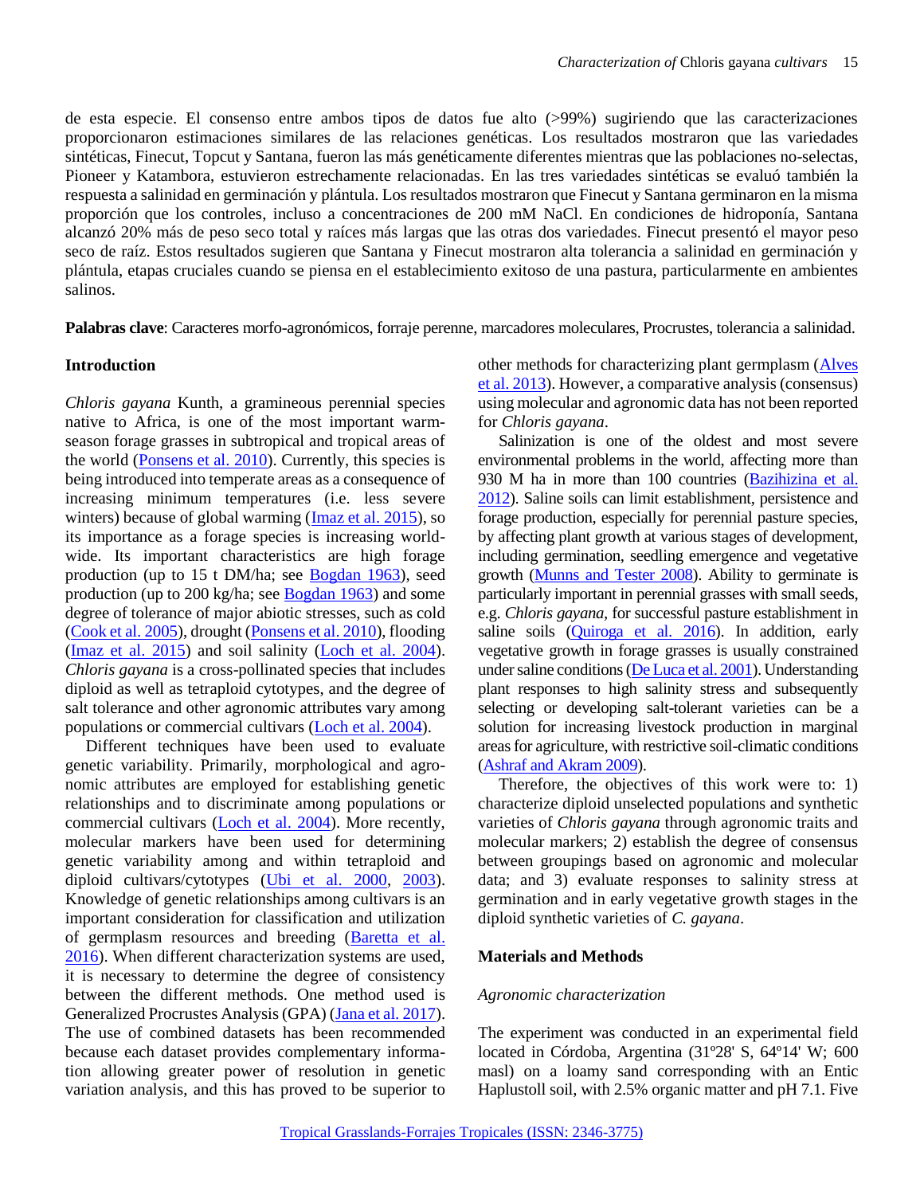de esta especie. El consenso entre ambos tipos de datos fue alto (>99%) sugiriendo que las caracterizaciones proporcionaron estimaciones similares de las relaciones genéticas. Los resultados mostraron que las variedades sintéticas, Finecut, Topcut y Santana, fueron las más genéticamente diferentes mientras que las poblaciones no-selectas, Pioneer y Katambora, estuvieron estrechamente relacionadas. En las tres variedades sintéticas se evaluó también la respuesta a salinidad en germinación y plántula. Los resultados mostraron que Finecut y Santana germinaron en la misma proporción que los controles, incluso a concentraciones de 200 mM NaCl. En condiciones de hidroponía, Santana alcanzó 20% más de peso seco total y raíces más largas que las otras dos variedades. Finecut presentó el mayor peso seco de raíz. Estos resultados sugieren que Santana y Finecut mostraron alta tolerancia a salinidad en germinación y plántula, etapas cruciales cuando se piensa en el establecimiento exitoso de una pastura, particularmente en ambientes salinos.

**Palabras clave**: Caracteres morfo-agronómicos, forraje perenne, marcadores moleculares, Procrustes, tolerancia a salinidad.

## Introduction

*Chloris gayana* Kunth, a gramineous perennial species native to Africa, is one of the most important warm-season forage grasses in subtropical and tropical areas of the world (Ponsens et al. 2010). Currently, this species is being introduced into temperate areas as a consequence of increasing minimum temperatures (i.e. less severe winters) because of global warming (Imaz et al. 2015), so its importance as a forage species is increasing worldwide. Its important characteristics are high forage production (up to 15 t DM/ha; see Bogdan 1963), seed production (up to 200 kg/ha; see Bogdan 1963) and some degree of tolerance of major abiotic stresses, such as cold (Cook et al. 2005), drought (Ponsens et al. 2010), flooding (Imaz et al. 2015) and soil salinity (Loch et al. 2004). *Chloris gayana* is a cross-pollinated species that includes diploid as well as tetraploid cytotypes, and the degree of salt tolerance and other agronomic attributes vary among populations or commercial cultivars (Loch et al. 2004).

Different techniques have been used to evaluate genetic variability. Primarily, morphological and agronomic attributes are employed for establishing genetic relationships and to discriminate among populations or commercial cultivars (Loch et al. 2004). More recently, molecular markers have been used for determining genetic variability among and within tetraploid and diploid cultivars/cytotypes (Ubi et al. 2000, 2003). Knowledge of genetic relationships among cultivars is an important consideration for classification and utilization of germplasm resources and breeding (Baretta et al. 2016). When different characterization systems are used, it is necessary to determine the degree of consistency between the different methods. One method used is Generalized Procrustes Analysis (GPA) (Jana et al. 2017). The use of combined datasets has been recommended because each dataset provides complementary information allowing greater power of resolution in genetic variation analysis, and this has proved to be superior to other methods for characterizing plant germplasm (Alves et al. 2013). However, a comparative analysis (consensus) using molecular and agronomic data has not been reported for *Chloris gayana*.

Salinization is one of the oldest and most severe environmental problems in the world, affecting more than 930 M ha in more than 100 countries (Bazihizina et al. 2012). Saline soils can limit establishment, persistence and forage production, especially for perennial pasture species, by affecting plant growth at various stages of development, including germination, seedling emergence and vegetative growth (Munns and Tester 2008). Ability to germinate is particularly important in perennial grasses with small seeds, e.g. *Chloris gayana*, for successful pasture establishment in saline soils (Quiroga et al. 2016). In addition, early vegetative growth in forage grasses is usually constrained under saline conditions (De Luca et al. 2001). Understanding plant responses to high salinity stress and subsequently selecting or developing salt-tolerant varieties can be a solution for increasing livestock production in marginal areas for agriculture, with restrictive soil-climatic conditions (Ashraf and Akram 2009).

Therefore, the objectives of this work were to: 1) characterize diploid unselected populations and synthetic varieties of *Chloris gayana* through agronomic traits and molecular markers; 2) establish the degree of consensus between groupings based on agronomic and molecular data; and 3) evaluate responses to salinity stress at germination and in early vegetative growth stages in the diploid synthetic varieties of *C. gayana*.

## Materials and Methods

### *Agronomic characterization*

The experiment was conducted in an experimental field located in Córdoba, Argentina (31º28' S, 64º14' W; 600 masl) on a loamy sand corresponding with an Entic Haplustoll soil, with 2.5% organic matter and pH 7.1. Five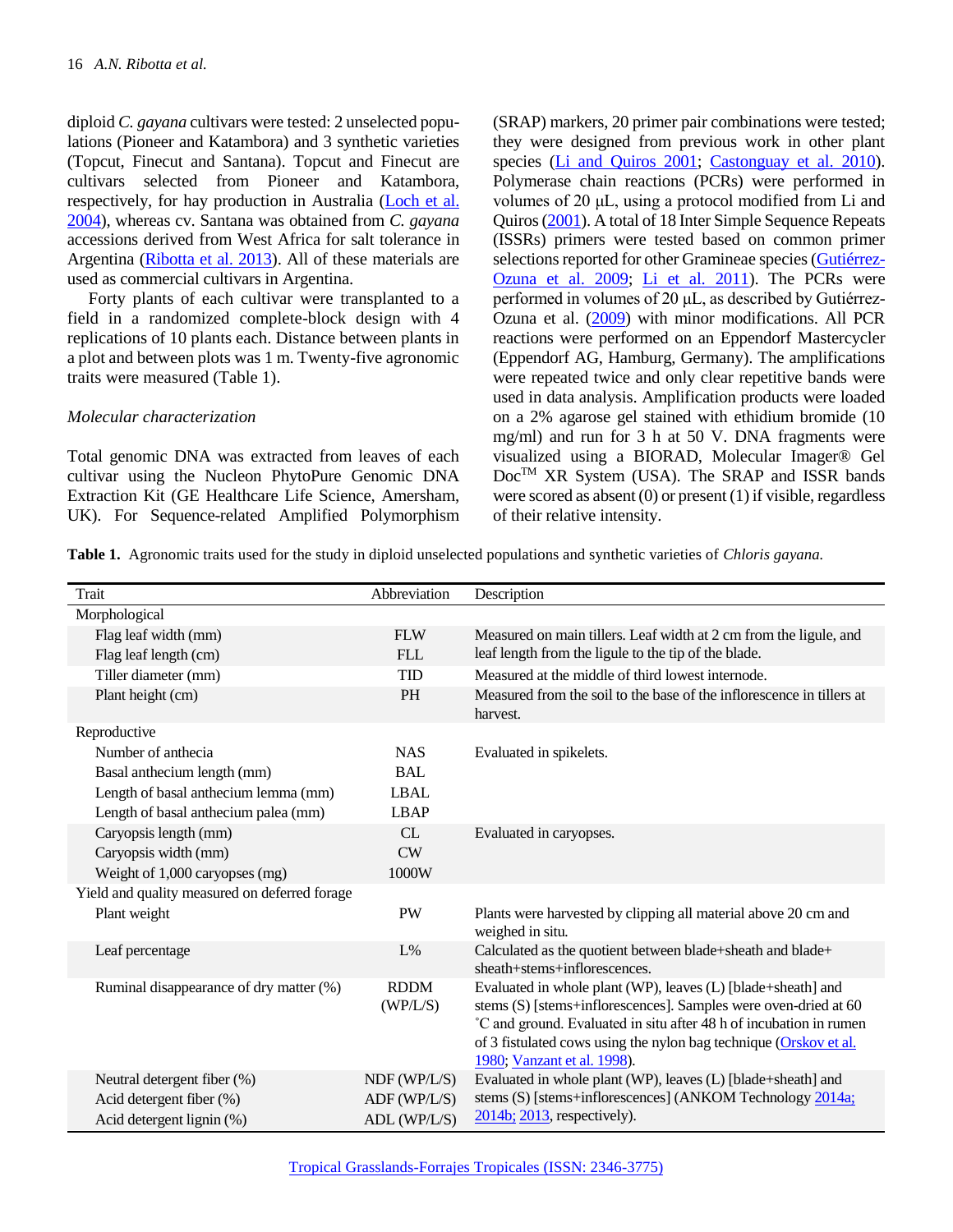diploid *C. gayana* cultivars were tested: 2 unselected populations (Pioneer and Katambora) and 3 synthetic varieties (Topcut, Finecut and Santana). Topcut and Finecut are cultivars selected from Pioneer and Katambora, respectively, for hay production in Australia (Loch et al. 2004), whereas cv. Santana was obtained from *C. gayana* accessions derived from West Africa for salt tolerance in Argentina (Ribotta et al. 2013). All of these materials are used as commercial cultivars in Argentina.

Forty plants of each cultivar were transplanted to a field in a randomized complete-block design with 4 replications of 10 plants each. Distance between plants in a plot and between plots was 1 m. Twenty-five agronomic traits were measured (Table 1).

### *Molecular characterization*

Total genomic DNA was extracted from leaves of each cultivar using the Nucleon PhytoPure Genomic DNA Extraction Kit (GE Healthcare Life Science, Amersham, UK). For Sequence-related Amplified Polymorphism (SRAP) markers, 20 primer pair combinations were tested; they were designed from previous work in other plant species (Li and Quiros 2001; Castonguay et al. 2010). Polymerase chain reactions (PCRs) were performed in volumes of 20 µL, using a protocol modified from Li and Quiros (2001). A total of 18 Inter Simple Sequence Repeats (ISSRs) primers were tested based on common primer selections reported for other Gramineae species (Gutiérrez-Ozuna et al. 2009; Li et al. 2011). The PCRs were performed in volumes of 20 µL, as described by Gutiérrez-Ozuna et al. (2009) with minor modifications. All PCR reactions were performed on an Eppendorf Mastercycler (Eppendorf AG, Hamburg, Germany). The amplifications were repeated twice and only clear repetitive bands were used in data analysis. Amplification products were loaded on a 2% agarose gel stained with ethidium bromide (10 mg/ml) and run for 3 h at 50 V. DNA fragments were visualized using a BIORAD, Molecular Imager® Gel Doc™ XR System (USA). The SRAP and ISSR bands were scored as absent (0) or present (1) if visible, regardless of their relative intensity.

**Table 1.** Agronomic traits used for the study in diploid unselected populations and synthetic varieties of *Chloris gayana.*

| Trait | Abbreviation | Description |
|---|---|---|
| Morphological | | |
| Flag leaf width (mm) | FLW | Measured on main tillers. Leaf width at 2 cm from the ligule, and leaf length from the ligule to the tip of the blade. |
| Flag leaf length (cm) | FLL | |
| Tiller diameter (mm) | TID | Measured at the middle of third lowest internode. |
| Plant height (cm) | PH | Measured from the soil to the base of the inflorescence in tillers at harvest. |
| Reproductive | | |
| Number of anthecia | NAS | Evaluated in spikelets. |
| Basal anthecium length (mm) | BAL | |
| Length of basal anthecium lemma (mm) | LBAL | |
| Length of basal anthecium palea (mm) | LBAP | |
| Caryopsis length (mm) | CL | Evaluated in caryopses. |
| Caryopsis width (mm) | CW | |
| Weight of 1,000 caryopses (mg) | 1000W | |
| Yield and quality measured on deferred forage | | |
| Plant weight | PW | Plants were harvested by clipping all material above 20 cm and weighed in situ. |
| Leaf percentage | L% | Calculated as the quotient between blade+sheath and blade+sheath+stems+inflorescences. |
| Ruminal disappearance of dry matter (%) | RDDM (WP/L/S) | Evaluated in whole plant (WP), leaves (L) [blade+sheath] and stems (S) [stems+inflorescences]. Samples were oven-dried at 60 ˚C and ground. Evaluated in situ after 48 h of incubation in rumen of 3 fistulated cows using the nylon bag technique (Orskov et al. 1980; Vanzant et al. 1998). |
| Neutral detergent fiber (%) | NDF (WP/L/S) | Evaluated in whole plant (WP), leaves (L) [blade+sheath] and stems (S) [stems+inflorescences] (ANKOM Technology 2014a; 2014b; 2013, respectively). |
| Acid detergent fiber (%) | ADF (WP/L/S) | |
| Acid detergent lignin (%) | ADL (WP/L/S) | |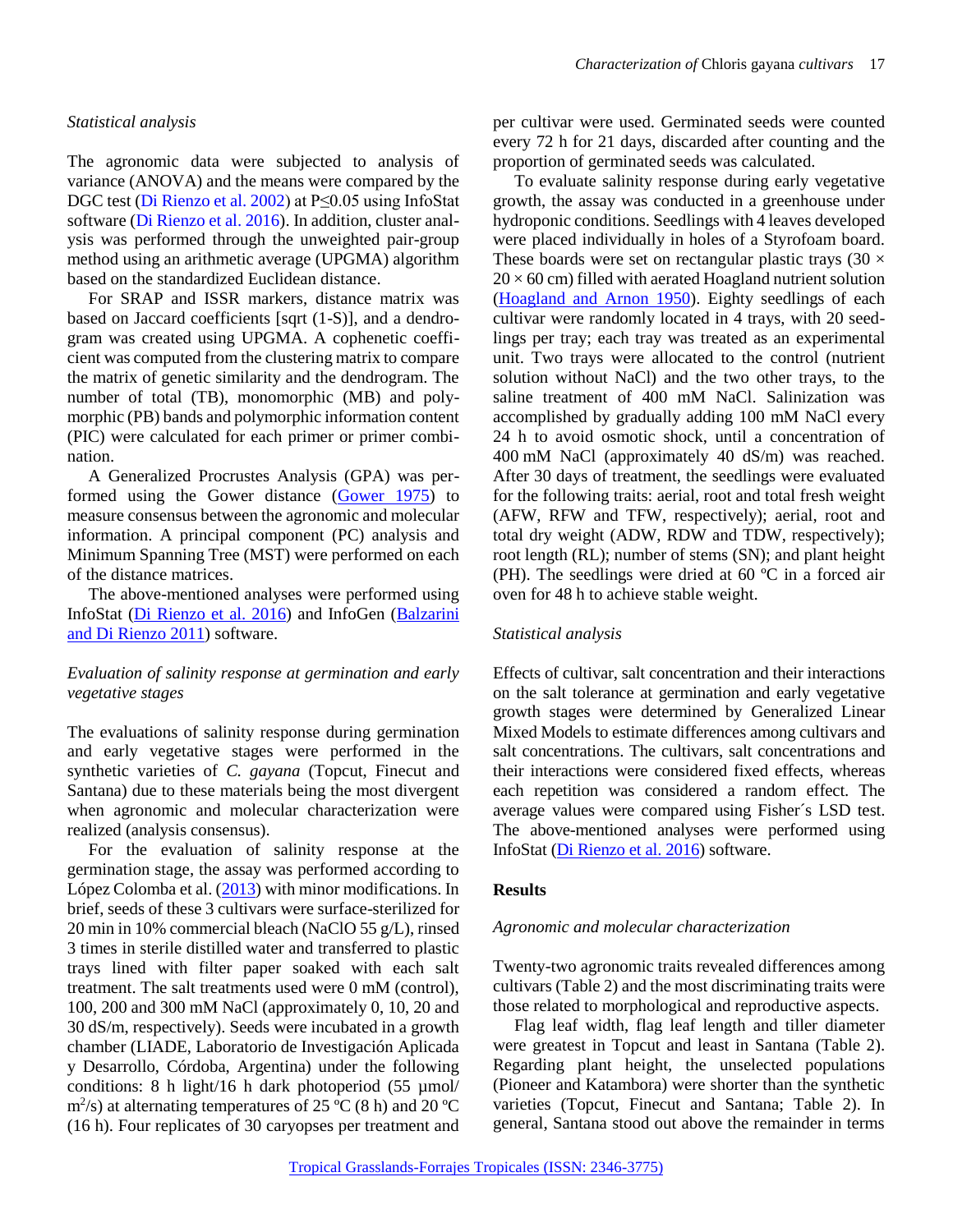*Statistical analysis*

The agronomic data were subjected to analysis of variance (ANOVA) and the means were compared by the DGC test (Di Rienzo et al. 2002) at P≤0.05 using InfoStat software (Di Rienzo et al. 2016). In addition, cluster analysis was performed through the unweighted pair-group method using an arithmetic average (UPGMA) algorithm based on the standardized Euclidean distance.

For SRAP and ISSR markers, distance matrix was based on Jaccard coefficients [sqrt (1-S)], and a dendrogram was created using UPGMA. A cophenetic coefficient was computed from the clustering matrix to compare the matrix of genetic similarity and the dendrogram. The number of total (TB), monomorphic (MB) and polymorphic (PB) bands and polymorphic information content (PIC) were calculated for each primer or primer combination.

A Generalized Procrustes Analysis (GPA) was performed using the Gower distance (Gower 1975) to measure consensus between the agronomic and molecular information. A principal component (PC) analysis and Minimum Spanning Tree (MST) were performed on each of the distance matrices.

The above-mentioned analyses were performed using InfoStat (Di Rienzo et al. 2016) and InfoGen (Balzarini and Di Rienzo 2011) software.

*Evaluation of salinity response at germination and early vegetative stages*

The evaluations of salinity response during germination and early vegetative stages were performed in the synthetic varieties of *C. gayana* (Topcut, Finecut and Santana) due to these materials being the most divergent when agronomic and molecular characterization were realized (analysis consensus).

For the evaluation of salinity response at the germination stage, the assay was performed according to López Colomba et al. (2013) with minor modifications. In brief, seeds of these 3 cultivars were surface-sterilized for 20 min in 10% commercial bleach (NaClO 55 g/L), rinsed 3 times in sterile distilled water and transferred to plastic trays lined with filter paper soaked with each salt treatment. The salt treatments used were 0 mM (control), 100, 200 and 300 mM NaCl (approximately 0, 10, 20 and 30 dS/m, respectively). Seeds were incubated in a growth chamber (LIADE, Laboratorio de Investigación Aplicada y Desarrollo, Córdoba, Argentina) under the following conditions: 8 h light/16 h dark photoperiod (55 µmol/$m^2$/s) at alternating temperatures of 25 ºC (8 h) and 20 ºC (16 h). Four replicates of 30 caryopses per treatment and per cultivar were used. Germinated seeds were counted every 72 h for 21 days, discarded after counting and the proportion of germinated seeds was calculated.

To evaluate salinity response during early vegetative growth, the assay was conducted in a greenhouse under hydroponic conditions. Seedlings with 4 leaves developed were placed individually in holes of a Styrofoam board. These boards were set on rectangular plastic trays (30 × 20 × 60 cm) filled with aerated Hoagland nutrient solution (Hoagland and Arnon 1950). Eighty seedlings of each cultivar were randomly located in 4 trays, with 20 seedlings per tray; each tray was treated as an experimental unit. Two trays were allocated to the control (nutrient solution without NaCl) and the two other trays, to the saline treatment of 400 mM NaCl. Salinization was accomplished by gradually adding 100 mM NaCl every 24 h to avoid osmotic shock, until a concentration of 400 mM NaCl (approximately 40 dS/m) was reached. After 30 days of treatment, the seedlings were evaluated for the following traits: aerial, root and total fresh weight (AFW, RFW and TFW, respectively); aerial, root and total dry weight (ADW, RDW and TDW, respectively); root length (RL); number of stems (SN); and plant height (PH). The seedlings were dried at 60 ºC in a forced air oven for 48 h to achieve stable weight.

*Statistical analysis*

Effects of cultivar, salt concentration and their interactions on the salt tolerance at germination and early vegetative growth stages were determined by Generalized Linear Mixed Models to estimate differences among cultivars and salt concentrations. The cultivars, salt concentrations and their interactions were considered fixed effects, whereas each repetition was considered a random effect. The average values were compared using Fisher´s LSD test. The above-mentioned analyses were performed using InfoStat (Di Rienzo et al. 2016) software.

## Results

*Agronomic and molecular characterization*

Twenty-two agronomic traits revealed differences among cultivars (Table 2) and the most discriminating traits were those related to morphological and reproductive aspects.

Flag leaf width, flag leaf length and tiller diameter were greatest in Topcut and least in Santana (Table 2). Regarding plant height, the unselected populations (Pioneer and Katambora) were shorter than the synthetic varieties (Topcut, Finecut and Santana; Table 2). In general, Santana stood out above the remainder in terms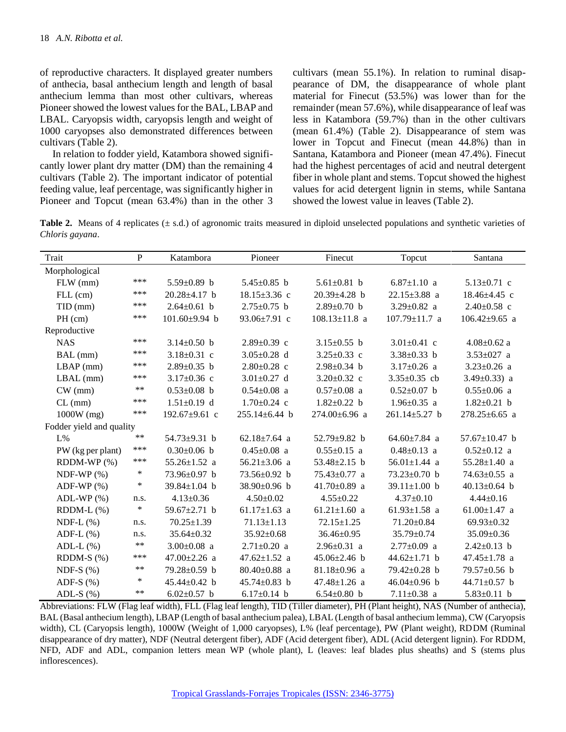of reproductive characters. It displayed greater numbers of anthecia, basal anthecium length and length of basal anthecium lemma than most other cultivars, whereas Pioneer showed the lowest values for the BAL, LBAP and LBAL. Caryopsis width, caryopsis length and weight of 1000 caryopses also demonstrated differences between cultivars (Table 2).

In relation to fodder yield, Katambora showed significantly lower plant dry matter (DM) than the remaining 4 cultivars (Table 2). The important indicator of potential feeding value, leaf percentage, was significantly higher in Pioneer and Topcut (mean 63.4%) than in the other 3 cultivars (mean 55.1%). In relation to ruminal disappearance of DM, the disappearance of whole plant material for Finecut (53.5%) was lower than for the remainder (mean 57.6%), while disappearance of leaf was less in Katambora (59.7%) than in the other cultivars (mean 61.4%) (Table 2). Disappearance of stem was lower in Topcut and Finecut (mean 44.8%) than in Santana, Katambora and Pioneer (mean 47.4%). Finecut had the highest percentages of acid and neutral detergent fiber in whole plant and stems. Topcut showed the highest values for acid detergent lignin in stems, while Santana showed the lowest value in leaves (Table 2).

**Table 2.** Means of 4 replicates (± s.d.) of agronomic traits measured in diploid unselected populations and synthetic varieties of *Chloris gayana*.

| Trait | P | Katambora | Pioneer | Finecut | Topcut | Santana |
|---|---|---|---|---|---|---|
| Morphological | | | | | | |
| FLW (mm) | *** | 5.59±0.89 b | 5.45±0.85 b | 5.61±0.81 b | 6.87±1.10 a | 5.13±0.71 c |
| FLL (cm) | *** | 20.28±4.17 b | 18.15±3.36 c | 20.39±4.28 b | 22.15±3.88 a | 18.46±4.45 c |
| TID (mm) | *** | 2.64±0.61 b | 2.75±0.75 b | 2.89±0.70 b | 3.29±0.82 a | 2.40±0.58 c |
| PH (cm) | *** | 101.60±9.94 b | 93.06±7.91 c | 108.13±11.8 a | 107.79±11.7 a | 106.42±9.65 a |
| Reproductive | | | | | | |
| NAS | *** | 3.14±0.50 b | 2.89±0.39 c | 3.15±0.55 b | 3.01±0.41 c | 4.08±0.62 a |
| BAL (mm) | *** | 3.18±0.31 c | 3.05±0.28 d | 3.25±0.33 c | 3.38±0.33 b | 3.53±027 a |
| LBAP (mm) | *** | 2.89±0.35 b | 2.80±0.28 c | 2.98±0.34 b | 3.17±0.26 a | 3.23±0.26 a |
| LBAL (mm) | *** | 3.17±0.36 c | 3.01±0.27 d | 3.20±0.32 c | 3.35±0.35 cb | 3.49±0.33) a |
| CW (mm) | ** | 0.53±0.08 b | 0.54±0.08 a | 0.57±0.08 a | 0.52±0.07 b | 0.55±0.06 a |
| CL (mm) | *** | 1.51±0.19 d | 1.70±0.24 c | 1.82±0.22 b | 1.96±0.35 a | 1.82±0.21 b |
| 1000W (mg) | *** | 192.67±9.61 c | 255.14±6.44 b | 274.00±6.96 a | 261.14±5.27 b | 278.25±6.65 a |
| Fodder yield and quality | | | | | | |
| L% | ** | 54.73±9.31 b | 62.18±7.64 a | 52.79±9.82 b | 64.60±7.84 a | 57.67±10.47 b |
| PW (kg per plant) | *** | 0.30±0.06 b | 0.45±0.08 a | 0.55±0.15 a | 0.48±0.13 a | 0.52±0.12 a |
| RDDM-WP (%) | *** | 55.26±1.52 a | 56.21±3.06 a | 53.48±2.15 b | 56.01±1.44 a | 55.28±1.40 a |
| NDF-WP (%) | * | 73.96±0.97 b | 73.56±0.92 b | 75.43±0.77 a | 73.23±0.70 b | 74.63±0.55 a |
| ADF-WP (%) | * | 39.84±1.04 b | 38.90±0.96 b | 41.70±0.89 a | 39.11±1.00 b | 40.13±0.64 b |
| ADL-WP (%) | n.s. | 4.13±0.36 | 4.50±0.02 | 4.55±0.22 | 4.37±0.10 | 4.44±0.16 |
| RDDM-L (%) | * | 59.67±2.71 b | 61.17±1.63 a | 61.21±1.60 a | 61.93±1.58 a | 61.00±1.47 a |
| NDF-L (%) | n.s. | 70.25±1.39 | 71.13±1.13 | 72.15±1.25 | 71.20±0.84 | 69.93±0.32 |
| ADF-L (%) | n.s. | 35.64±0.32 | 35.92±0.68 | 36.46±0.95 | 35.79±0.74 | 35.09±0.36 |
| ADL-L (%) | ** | 3.00±0.08 a | 2.71±0.20 a | 2.96±0.31 a | 2.77±0.09 a | 2.42±0.13 b |
| RDDM-S (%) | *** | 47.00±2.26 a | 47.62±1.52 a | 45.06±2.46 b | 44.62±1.71 b | 47.45±1.78 a |
| NDF-S (%) | ** | 79.28±0.59 b | 80.40±0.88 a | 81.18±0.96 a | 79.42±0.28 b | 79.57±0.56 b |
| ADF-S (%) | * | 45.44±0.42 b | 45.74±0.83 b | 47.48±1.26 a | 46.04±0.96 b | 44.71±0.57 b |
| ADL-S (%) | ** | 6.02±0.57 b | 6.17±0.14 b | 6.54±0.80 b | 7.11±0.38 a | 5.83±0.11 b |

Abbreviations: FLW (Flag leaf width), FLL (Flag leaf length), TID (Tiller diameter), PH (Plant height), NAS (Number of anthecia), BAL (Basal anthecium length), LBAP (Length of basal anthecium palea), LBAL (Length of basal anthecium lemma), CW (Caryopsis width), CL (Caryopsis length), 1000W (Weight of 1,000 caryopses), L% (leaf percentage), PW (Plant weight), RDDM (Ruminal disappearance of dry matter), NDF (Neutral detergent fiber), ADF (Acid detergent fiber), ADL (Acid detergent lignin). For RDDM, NFD, ADF and ADL, companion letters mean WP (whole plant), L (leaves: leaf blades plus sheaths) and S (stems plus inflorescences).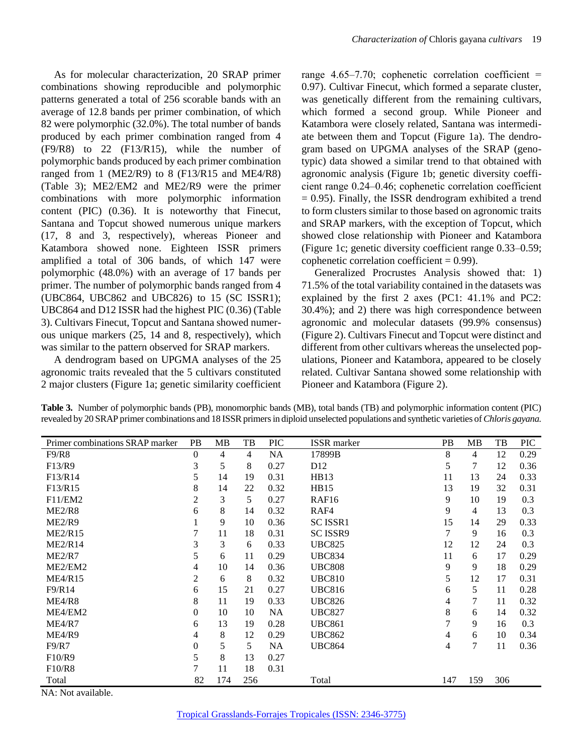As for molecular characterization, 20 SRAP primer combinations showing reproducible and polymorphic patterns generated a total of 256 scorable bands with an average of 12.8 bands per primer combination, of which 82 were polymorphic (32.0%). The total number of bands produced by each primer combination ranged from 4 (F9/R8) to 22 (F13/R15), while the number of polymorphic bands produced by each primer combination ranged from 1 (ME2/R9) to 8 (F13/R15 and ME4/R8) (Table 3); ME2/EM2 and ME2/R9 were the primer combinations with more polymorphic information content (PIC) (0.36). It is noteworthy that Finecut, Santana and Topcut showed numerous unique markers (17, 8 and 3, respectively), whereas Pioneer and Katambora showed none. Eighteen ISSR primers amplified a total of 306 bands, of which 147 were polymorphic (48.0%) with an average of 17 bands per primer. The number of polymorphic bands ranged from 4 (UBC864, UBC862 and UBC826) to 15 (SC ISSR1); UBC864 and D12 ISSR had the highest PIC (0.36) (Table 3). Cultivars Finecut, Topcut and Santana showed numerous unique markers (25, 14 and 8, respectively), which was similar to the pattern observed for SRAP markers.

A dendrogram based on UPGMA analyses of the 25 agronomic traits revealed that the 5 cultivars constituted 2 major clusters (Figure 1a; genetic similarity coefficient range 4.65–7.70; cophenetic correlation coefficient = 0.97). Cultivar Finecut, which formed a separate cluster, was genetically different from the remaining cultivars, which formed a second group. While Pioneer and Katambora were closely related, Santana was intermediate between them and Topcut (Figure 1a). The dendrogram based on UPGMA analyses of the SRAP (genotypic) data showed a similar trend to that obtained with agronomic analysis (Figure 1b; genetic diversity coefficient range 0.24–0.46; cophenetic correlation coefficient = 0.95). Finally, the ISSR dendrogram exhibited a trend to form clusters similar to those based on agronomic traits and SRAP markers, with the exception of Topcut, which showed close relationship with Pioneer and Katambora (Figure 1c; genetic diversity coefficient range 0.33–0.59; cophenetic correlation coefficient = 0.99).

Generalized Procrustes Analysis showed that: 1) 71.5% of the total variability contained in the datasets was explained by the first 2 axes (PC1: 41.1% and PC2: 30.4%); and 2) there was high correspondence between agronomic and molecular datasets (99.9% consensus) (Figure 2). Cultivars Finecut and Topcut were distinct and different from other cultivars whereas the unselected populations, Pioneer and Katambora, appeared to be closely related. Cultivar Santana showed some relationship with Pioneer and Katambora (Figure 2).

**Table 3.** Number of polymorphic bands (PB), monomorphic bands (MB), total bands (TB) and polymorphic information content (PIC) revealed by 20 SRAP primer combinations and 18 ISSR primers in diploid unselected populations and synthetic varieties of *Chloris gayana.*

| Primer combinations SRAP marker | PB | MB | TB | PIC | ISSR marker | PB | MB | TB | PIC |
|---|---|---|---|---|---|---|---|---|---|
| F9/R8 | 0 | 4 | 4 | NA | 17899B | 8 | 4 | 12 | 0.29 |
| F13/R9 | 3 | 5 | 8 | 0.27 | D12 | 5 | 7 | 12 | 0.36 |
| F13/R14 | 5 | 14 | 19 | 0.31 | HB13 | 11 | 13 | 24 | 0.33 |
| F13/R15 | 8 | 14 | 22 | 0.32 | HB15 | 13 | 19 | 32 | 0.31 |
| F11/EM2 | 2 | 3 | 5 | 0.27 | RAF16 | 9 | 10 | 19 | 0.3 |
| ME2/R8 | 6 | 8 | 14 | 0.32 | RAF4 | 9 | 4 | 13 | 0.3 |
| ME2/R9 | 1 | 9 | 10 | 0.36 | SC ISSR1 | 15 | 14 | 29 | 0.33 |
| ME2/R15 | 7 | 11 | 18 | 0.31 | SC ISSR9 | 7 | 9 | 16 | 0.3 |
| ME2/R14 | 3 | 3 | 6 | 0.33 | UBC825 | 12 | 12 | 24 | 0.3 |
| ME2/R7 | 5 | 6 | 11 | 0.29 | UBC834 | 11 | 6 | 17 | 0.29 |
| ME2/EM2 | 4 | 10 | 14 | 0.36 | UBC808 | 9 | 9 | 18 | 0.29 |
| ME4/R15 | 2 | 6 | 8 | 0.32 | UBC810 | 5 | 12 | 17 | 0.31 |
| F9/R14 | 6 | 15 | 21 | 0.27 | UBC816 | 6 | 5 | 11 | 0.28 |
| ME4/R8 | 8 | 11 | 19 | 0.33 | UBC826 | 4 | 7 | 11 | 0.32 |
| ME4/EM2 | 0 | 10 | 10 | NA | UBC827 | 8 | 6 | 14 | 0.32 |
| ME4/R7 | 6 | 13 | 19 | 0.28 | UBC861 | 7 | 9 | 16 | 0.3 |
| ME4/R9 | 4 | 8 | 12 | 0.29 | UBC862 | 4 | 6 | 10 | 0.34 |
| F9/R7 | 0 | 5 | 5 | NA | UBC864 | 4 | 7 | 11 | 0.36 |
| F10/R9 | 5 | 8 | 13 | 0.27 | | | | | |
| F10/R8 | 7 | 11 | 18 | 0.31 | | | | | |
| Total | 82 | 174 | 256 | | Total | 147 | 159 | 306 | |

NA: Not available.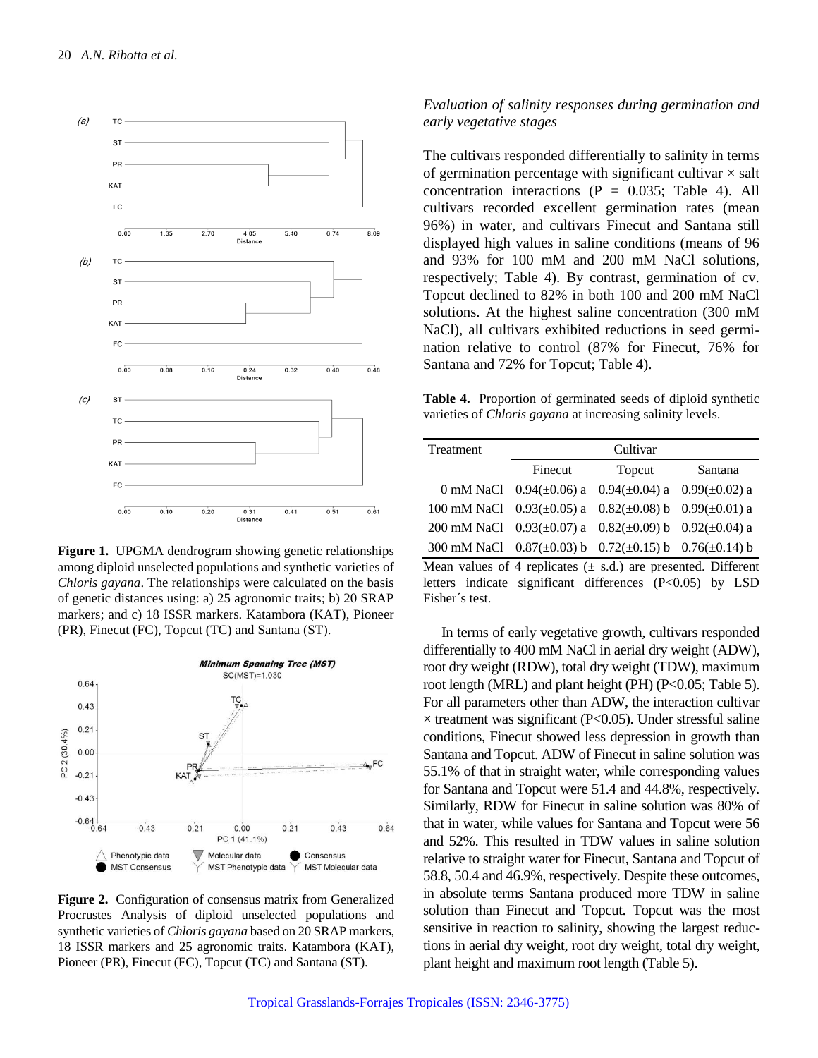Figure 1. UPGMA dendrogram showing genetic relationships among diploid unselected populations and synthetic varieties of *Chloris gayana*. The relationships were calculated on the basis of genetic distances using: a) 25 agronomic traits; b) 20 SRAP markers; and c) 18 ISSR markers. Katambora (KAT), Pioneer (PR), Finecut (FC), Topcut (TC) and Santana (ST).

Figure 2. Configuration of consensus matrix from Generalized Procrustes Analysis of diploid unselected populations and synthetic varieties of *Chloris gayana* based on 20 SRAP markers, 18 ISSR markers and 25 agronomic traits. Katambora (KAT), Pioneer (PR), Finecut (FC), Topcut (TC) and Santana (ST).

### *Evaluation of salinity responses during germination and early vegetative stages*

The cultivars responded differentially to salinity in terms of germination percentage with significant cultivar × salt concentration interactions (P = 0.035; Table 4). All cultivars recorded excellent germination rates (mean 96%) in water, and cultivars Finecut and Santana still displayed high values in saline conditions (means of 96 and 93% for 100 mM and 200 mM NaCl solutions, respectively; Table 4). By contrast, germination of cv. Topcut declined to 82% in both 100 and 200 mM NaCl solutions. At the highest saline concentration (300 mM NaCl), all cultivars exhibited reductions in seed germination relative to control (87% for Finecut, 76% for Santana and 72% for Topcut; Table 4).

**Table 4.** Proportion of germinated seeds of diploid synthetic varieties of *Chloris gayana* at increasing salinity levels.

| Treatment | Cultivar | | |
|---|---|---|---|
| | Finecut | Topcut | Santana |
| 0 mM NaCl | 0.94(±0.06) a | 0.94(±0.04) a | 0.99(±0.02) a |
| 100 mM NaCl | 0.93(±0.05) a | 0.82(±0.08) b | 0.99(±0.01) a |
| 200 mM NaCl | 0.93(±0.07) a | 0.82(±0.09) b | 0.92(±0.04) a |
| 300 mM NaCl | 0.87(±0.03) b | 0.72(±0.15) b | 0.76(±0.14) b |

Mean values of 4 replicates (± s.d.) are presented. Different letters indicate significant differences (P<0.05) by LSD Fisher´s test.

In terms of early vegetative growth, cultivars responded differentially to 400 mM NaCl in aerial dry weight (ADW), root dry weight (RDW), total dry weight (TDW), maximum root length (MRL) and plant height (PH) (P<0.05; Table 5). For all parameters other than ADW, the interaction cultivar × treatment was significant (P<0.05). Under stressful saline conditions, Finecut showed less depression in growth than Santana and Topcut. ADW of Finecut in saline solution was 55.1% of that in straight water, while corresponding values for Santana and Topcut were 51.4 and 44.8%, respectively. Similarly, RDW for Finecut in saline solution was 80% of that in water, while values for Santana and Topcut were 56 and 52%. This resulted in TDW values in saline solution relative to straight water for Finecut, Santana and Topcut of 58.8, 50.4 and 46.9%, respectively. Despite these outcomes, in absolute terms Santana produced more TDW in saline solution than Finecut and Topcut. Topcut was the most sensitive in reaction to salinity, showing the largest reductions in aerial dry weight, root dry weight, total dry weight, plant height and maximum root length (Table 5).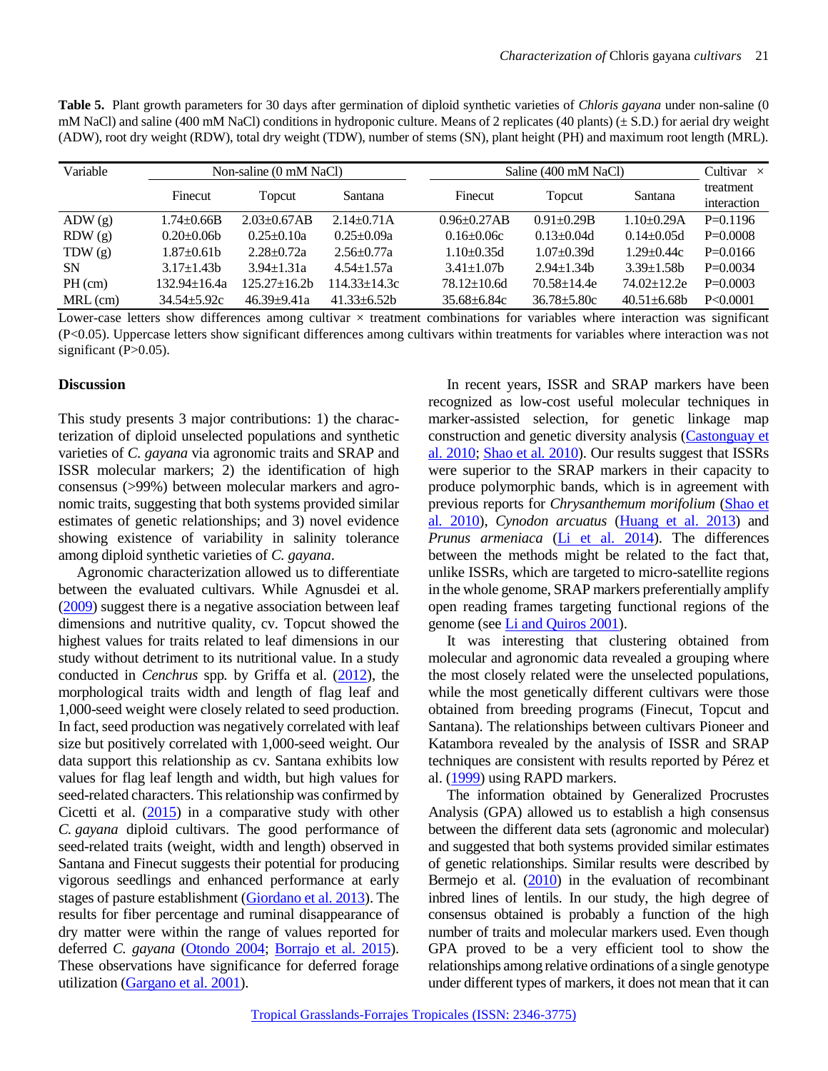**Table 5.** Plant growth parameters for 30 days after germination of diploid synthetic varieties of *Chloris gayana* under non-saline (0 mM NaCl) and saline (400 mM NaCl) conditions in hydroponic culture. Means of 2 replicates (40 plants) (± S.D.) for aerial dry weight (ADW), root dry weight (RDW), total dry weight (TDW), number of stems (SN), plant height (PH) and maximum root length (MRL).

| Variable | Non-saline (0 mM NaCl) | | | Saline (400 mM NaCl) | | | Cultivar × treatment interaction |
|---|---|---|---|---|---|---|---|
| | Finecut | Topcut | Santana | Finecut | Topcut | Santana | |
| ADW (g) | 1.74±0.66B | 2.03±0.67AB | 2.14±0.71A | 0.96±0.27AB | 0.91±0.29B | 1.10±0.29A | P=0.1196 |
| RDW (g) | 0.20±0.06b | 0.25±0.10a | 0.25±0.09a | 0.16±0.06c | 0.13±0.04d | 0.14±0.05d | P=0.0008 |
| TDW (g) | 1.87±0.61b | 2.28±0.72a | 2.56±0.77a | 1.10±0.35d | 1.07±0.39d | 1.29±0.44c | P=0.0166 |
| SN | 3.17±1.43b | 3.94±1.31a | 4.54±1.57a | 3.41±1.07b | 2.94±1.34b | 3.39±1.58b | P=0.0034 |
| PH (cm) | 132.94±16.4a | 125.27±16.2b | 114.33±14.3c | 78.12±10.6d | 70.58±14.4e | 74.02±12.2e | P=0.0003 |
| MRL (cm) | 34.54±5.92c | 46.39±9.41a | 41.33±6.52b | 35.68±6.84c | 36.78±5.80c | 40.51±6.68b | P<0.0001 |

Lower-case letters show differences among cultivar × treatment combinations for variables where interaction was significant (P<0.05). Uppercase letters show significant differences among cultivars within treatments for variables where interaction was not significant (P>0.05).

## Discussion

This study presents 3 major contributions: 1) the characterization of diploid unselected populations and synthetic varieties of *C. gayana* via agronomic traits and SRAP and ISSR molecular markers; 2) the identification of high consensus (>99%) between molecular markers and agronomic traits, suggesting that both systems provided similar estimates of genetic relationships; and 3) novel evidence showing existence of variability in salinity tolerance among diploid synthetic varieties of *C. gayana*.

Agronomic characterization allowed us to differentiate between the evaluated cultivars. While Agnusdei et al. (2009) suggest there is a negative association between leaf dimensions and nutritive quality, cv. Topcut showed the highest values for traits related to leaf dimensions in our study without detriment to its nutritional value. In a study conducted in *Cenchrus* spp. by Griffa et al. (2012), the morphological traits width and length of flag leaf and 1,000-seed weight were closely related to seed production. In fact, seed production was negatively correlated with leaf size but positively correlated with 1,000-seed weight. Our data support this relationship as cv. Santana exhibits low values for flag leaf length and width, but high values for seed-related characters. This relationship was confirmed by Cicetti et al. (2015) in a comparative study with other *C. gayana* diploid cultivars. The good performance of seed-related traits (weight, width and length) observed in Santana and Finecut suggests their potential for producing vigorous seedlings and enhanced performance at early stages of pasture establishment (Giordano et al. 2013). The results for fiber percentage and ruminal disappearance of dry matter were within the range of values reported for deferred *C. gayana* (Otondo 2004; Borrajo et al. 2015). These observations have significance for deferred forage utilization (Gargano et al. 2001).

In recent years, ISSR and SRAP markers have been recognized as low-cost useful molecular techniques in marker-assisted selection, for genetic linkage map construction and genetic diversity analysis (Castonguay et al. 2010; Shao et al. 2010). Our results suggest that ISSRs were superior to the SRAP markers in their capacity to produce polymorphic bands, which is in agreement with previous reports for *Chrysanthemum morifolium* (Shao et al. 2010), *Cynodon arcuatus* (Huang et al. 2013) and *Prunus armeniaca* (Li et al. 2014). The differences between the methods might be related to the fact that, unlike ISSRs, which are targeted to micro-satellite regions in the whole genome, SRAP markers preferentially amplify open reading frames targeting functional regions of the genome (see Li and Quiros 2001).

It was interesting that clustering obtained from molecular and agronomic data revealed a grouping where the most closely related were the unselected populations, while the most genetically different cultivars were those obtained from breeding programs (Finecut, Topcut and Santana). The relationships between cultivars Pioneer and Katambora revealed by the analysis of ISSR and SRAP techniques are consistent with results reported by Pérez et al. (1999) using RAPD markers.

The information obtained by Generalized Procrustes Analysis (GPA) allowed us to establish a high consensus between the different data sets (agronomic and molecular) and suggested that both systems provided similar estimates of genetic relationships. Similar results were described by Bermejo et al. (2010) in the evaluation of recombinant inbred lines of lentils. In our study, the high degree of consensus obtained is probably a function of the high number of traits and molecular markers used. Even though GPA proved to be a very efficient tool to show the relationships among relative ordinations of a single genotype under different types of markers, it does not mean that it can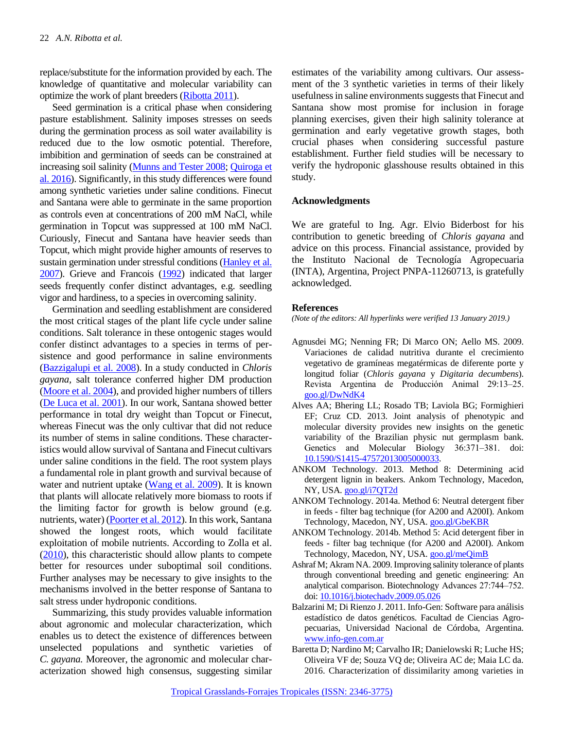replace/substitute for the information provided by each. The knowledge of quantitative and molecular variability can optimize the work of plant breeders (Ribotta 2011).

Seed germination is a critical phase when considering pasture establishment. Salinity imposes stresses on seeds during the germination process as soil water availability is reduced due to the low osmotic potential. Therefore, imbibition and germination of seeds can be constrained at increasing soil salinity (Munns and Tester 2008; Quiroga et al. 2016). Significantly, in this study differences were found among synthetic varieties under saline conditions. Finecut and Santana were able to germinate in the same proportion as controls even at concentrations of 200 mM NaCl, while germination in Topcut was suppressed at 100 mM NaCl. Curiously, Finecut and Santana have heavier seeds than Topcut, which might provide higher amounts of reserves to sustain germination under stressful conditions (Hanley et al. 2007). Grieve and Francois (1992) indicated that larger seeds frequently confer distinct advantages, e.g. seedling vigor and hardiness, to a species in overcoming salinity.

Germination and seedling establishment are considered the most critical stages of the plant life cycle under saline conditions. Salt tolerance in these ontogenic stages would confer distinct advantages to a species in terms of persistence and good performance in saline environments (Bazzigalupi et al. 2008). In a study conducted in *Chloris gayana*, salt tolerance conferred higher DM production (Moore et al. 2004), and provided higher numbers of tillers (De Luca et al. 2001). In our work, Santana showed better performance in total dry weight than Topcut or Finecut, whereas Finecut was the only cultivar that did not reduce its number of stems in saline conditions. These characteristics would allow survival of Santana and Finecut cultivars under saline conditions in the field. The root system plays a fundamental role in plant growth and survival because of water and nutrient uptake (Wang et al. 2009). It is known that plants will allocate relatively more biomass to roots if the limiting factor for growth is below ground (e.g. nutrients, water) (Poorter et al. 2012). In this work, Santana showed the longest roots, which would facilitate exploitation of mobile nutrients. According to Zolla et al. (2010), this characteristic should allow plants to compete better for resources under suboptimal soil conditions. Further analyses may be necessary to give insights to the mechanisms involved in the better response of Santana to salt stress under hydroponic conditions.

Summarizing, this study provides valuable information about agronomic and molecular characterization, which enables us to detect the existence of differences between unselected populations and synthetic varieties of *C. gayana.* Moreover, the agronomic and molecular characterization showed high consensus, suggesting similar estimates of the variability among cultivars. Our assessment of the 3 synthetic varieties in terms of their likely usefulness in saline environments suggests that Finecut and Santana show most promise for inclusion in forage planning exercises, given their high salinity tolerance at germination and early vegetative growth stages, both crucial phases when considering successful pasture establishment. Further field studies will be necessary to verify the hydroponic glasshouse results obtained in this study.

## Acknowledgments

We are grateful to Ing. Agr. Elvio Biderbost for his contribution to genetic breeding of *Chloris gayana* and advice on this process. Financial assistance, provided by the Instituto Nacional de Tecnología Agropecuaria (INTA), Argentina, Project PNPA-11260713, is gratefully acknowledged.

## References

*(Note of the editors: All hyperlinks were verified 13 January 2019.)*

Agnusdei MG; Nenning FR; Di Marco ON; Aello MS. 2009. Variaciones de calidad nutritiva durante el crecimiento vegetativo de gramíneas megatérmicas de diferente porte y longitud foliar (*Chloris gayana* y *Digitaria decumbens*). Revista Argentina de Producción Animal 29:13–25. goo.gl/DwNdK4

Alves AA; Bhering LL; Rosado TB; Laviola BG; Formighieri EF; Cruz CD. 2013. Joint analysis of phenotypic and molecular diversity provides new insights on the genetic variability of the Brazilian physic nut germplasm bank. Genetics and Molecular Biology 36:371–381. doi: 10.1590/S1415-47572013005000033.

ANKOM Technology. 2013. Method 8: Determining acid detergent lignin in beakers. Ankom Technology, Macedon, NY, USA. goo.gl/i7QT2d

ANKOM Technology. 2014a. Method 6: Neutral detergent fiber in feeds - filter bag technique (for A200 and A200I). Ankom Technology, Macedon, NY, USA. goo.gl/GbeKBR

ANKOM Technology. 2014b. Method 5: Acid detergent fiber in feeds - filter bag technique (for A200 and A200I). Ankom Technology, Macedon, NY, USA. goo.gl/meQimB

Ashraf M; Akram NA. 2009. Improving salinity tolerance of plants through conventional breeding and genetic engineering: An analytical comparison. Biotechnology Advances 27:744–752. doi: 10.1016/j.biotechadv.2009.05.026

Balzarini M; Di Rienzo J. 2011. Info-Gen: Software para análisis estadístico de datos genéticos. Facultad de Ciencias Agropecuarias, Universidad Nacional de Córdoba, Argentina. www.info-gen.com.ar

Baretta D; Nardino M; Carvalho IR; Danielowski R; Luche HS; Oliveira VF de; Souza VQ de; Oliveira AC de; Maia LC da. 2016. Characterization of dissimilarity among varieties in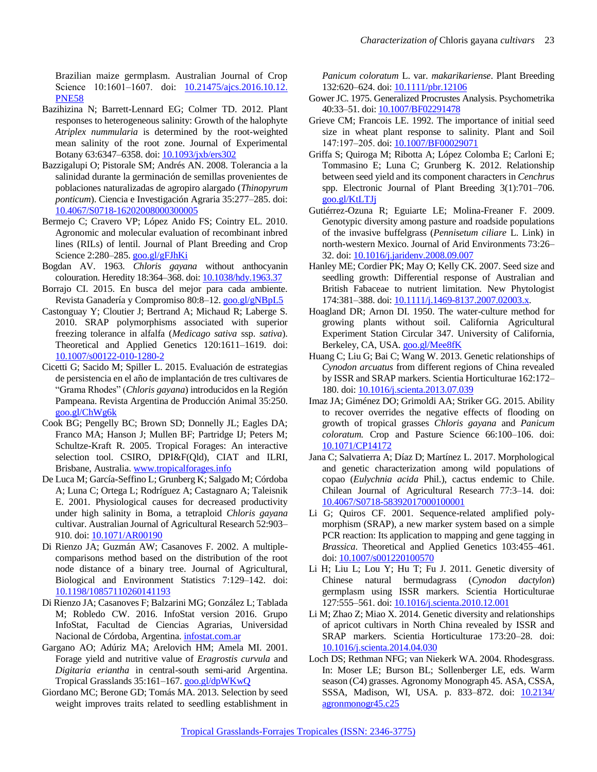Brazilian maize germplasm. Australian Journal of Crop Science 10:1601–1607. doi: 10.21475/ajcs.2016.10.12.PNE58

Bazihizina N; Barrett-Lennard EG; Colmer TD. 2012. Plant responses to heterogeneous salinity: Growth of the halophyte *Atriplex nummularia* is determined by the root-weighted mean salinity of the root zone. Journal of Experimental Botany 63:6347–6358. doi: 10.1093/jxb/ers302

Bazzigalupi O; Pistorale SM; Andrés AN. 2008. Tolerancia a la salinidad durante la germinación de semillas provenientes de poblaciones naturalizadas de agropiro alargado (*Thinopyrum ponticum*). Ciencia e Investigación Agraria 35:277–285. doi: 10.4067/S0718-16202008000300005

Bermejo C; Cravero VP; López Anido FS; Cointry EL. 2010. Agronomic and molecular evaluation of recombinant inbred lines (RILs) of lentil. Journal of Plant Breeding and Crop Science 2:280–285. goo.gl/gFJhKi

Bogdan AV. 1963. *Chloris gayana* without anthocyanin colouration. Heredity 18:364–368. doi: 10.1038/hdy.1963.37

Borrajo CI. 2015. En busca del mejor para cada ambiente. Revista Ganadería y Compromiso 80:8–12. goo.gl/gNBpL5

Castonguay Y; Cloutier J; Bertrand A; Michaud R; Laberge S. 2010. SRAP polymorphisms associated with superior freezing tolerance in alfalfa (*Medicago sativa* ssp. *sativa*). Theoretical and Applied Genetics 120:1611–1619. doi: 10.1007/s00122-010-1280-2

Cicetti G; Sacido M; Spiller L. 2015. Evaluación de estrategias de persistencia en el año de implantación de tres cultivares de "Grama Rhodes" (*Chloris gayana*) introducidos en la Región Pampeana. Revista Argentina de Producción Animal 35:250. goo.gl/ChWg6k

Cook BG; Pengelly BC; Brown SD; Donnelly JL; Eagles DA; Franco MA; Hanson J; Mullen BF; Partridge IJ; Peters M; Schultze-Kraft R. 2005. Tropical Forages: An interactive selection tool. CSIRO, DPI&F(Qld), CIAT and ILRI, Brisbane, Australia. www.tropicalforages.info

De Luca M; García-Seffino L; Grunberg K; Salgado M; Córdoba A; Luna C; Ortega L; Rodríguez A; Castagnaro A; Taleisnik E. 2001. Physiological causes for decreased productivity under high salinity in Boma, a tetraploid *Chloris gayana* cultivar. Australian Journal of Agricultural Research 52:903–910. doi: 10.1071/AR00190

Di Rienzo JA; Guzmán AW; Casanoves F. 2002. A multiple-comparisons method based on the distribution of the root node distance of a binary tree. Journal of Agricultural, Biological and Environment Statistics 7:129–142. doi: 10.1198/10857110260141193

Di Rienzo JA; Casanoves F; Balzarini MG; González L; Tablada M; Robledo CW. 2016. InfoStat version 2016. Grupo InfoStat, Facultad de Ciencias Agrarias, Universidad Nacional de Córdoba, Argentina. infostat.com.ar

Gargano AO; Adúriz MA; Arelovich HM; Amela MI. 2001. Forage yield and nutritive value of *Eragrostis curvula* and *Digitaria eriantha* in central-south semi-arid Argentina. Tropical Grasslands 35:161–167. goo.gl/dpWKwQ

Giordano MC; Berone GD; Tomás MA. 2013. Selection by seed weight improves traits related to seedling establishment in *Panicum coloratum* L. var. *makarikariense*. Plant Breeding 132:620–624. doi: 10.1111/pbr.12106

Gower JC. 1975. Generalized Procrustes Analysis. Psychometrika 40:33–51. doi: 10.1007/BF02291478

Grieve CM; Francois LE. 1992. The importance of initial seed size in wheat plant response to salinity. Plant and Soil 147:197–205. doi: 10.1007/BF00029071

Griffa S; Quiroga M; Ribotta A; López Colomba E; Carloni E; Tommasino E; Luna C; Grunberg K. 2012. Relationship between seed yield and its component characters in *Cenchrus* spp. Electronic Journal of Plant Breeding 3(1):701–706. goo.gl/KtLTJj

Gutiérrez-Ozuna R; Eguiarte LE; Molina-Freaner F. 2009. Genotypic diversity among pasture and roadside populations of the invasive buffelgrass (*Pennisetum ciliare* L. Link) in north-western Mexico. Journal of Arid Environments 73:26–32. doi: 10.1016/j.jaridenv.2008.09.007

Hanley ME; Cordier PK; May O; Kelly CK. 2007. Seed size and seedling growth: Differential response of Australian and British Fabaceae to nutrient limitation. New Phytologist 174:381–388. doi: 10.1111/j.1469-8137.2007.02003.x.

Hoagland DR; Arnon DI. 1950. The water-culture method for growing plants without soil. California Agricultural Experiment Station Circular 347. University of California, Berkeley, CA, USA. goo.gl/Mee8fK

Huang C; Liu G; Bai C; Wang W. 2013. Genetic relationships of *Cynodon arcuatus* from different regions of China revealed by ISSR and SRAP markers. Scientia Horticulturae 162:172–180. doi: 10.1016/j.scienta.2013.07.039

Imaz JA; Giménez DO; Grimoldi AA; Striker GG. 2015. Ability to recover overrides the negative effects of flooding on growth of tropical grasses *Chloris gayana* and *Panicum coloratum.* Crop and Pasture Science 66:100–106. doi: 10.1071/CP14172

Jana C; Salvatierra A; Díaz D; Martínez L. 2017. Morphological and genetic characterization among wild populations of copao (*Eulychnia acida* Phil.), cactus endemic to Chile. Chilean Journal of Agricultural Research 77:3–14. doi: 10.4067/S0718-58392017000100001

Li G; Quiros CF. 2001. Sequence-related amplified polymorphism (SRAP), a new marker system based on a simple PCR reaction: Its application to mapping and gene tagging in *Brassica*. Theoretical and Applied Genetics 103:455–461. doi: 10.1007/s001220100570

Li H; Liu L; Lou Y; Hu T; Fu J. 2011. Genetic diversity of Chinese natural bermudagrass (*Cynodon dactylon*) germplasm using ISSR markers. Scientia Horticulturae 127:555–561. doi: 10.1016/j.scienta.2010.12.001

Li M; Zhao Z; Miao X. 2014. Genetic diversity and relationships of apricot cultivars in North China revealed by ISSR and SRAP markers. Scientia Horticulturae 173:20–28. doi: 10.1016/j.scienta.2014.04.030

Loch DS; Rethman NFG; van Niekerk WA. 2004. Rhodesgrass. In: Moser LE; Burson BL; Sollenberger LE, eds. Warm season (C4) grasses. Agronomy Monograph 45. ASA, CSSA, SSSA, Madison, WI, USA. p. 833–872. doi: 10.2134/agronmonogr45.c25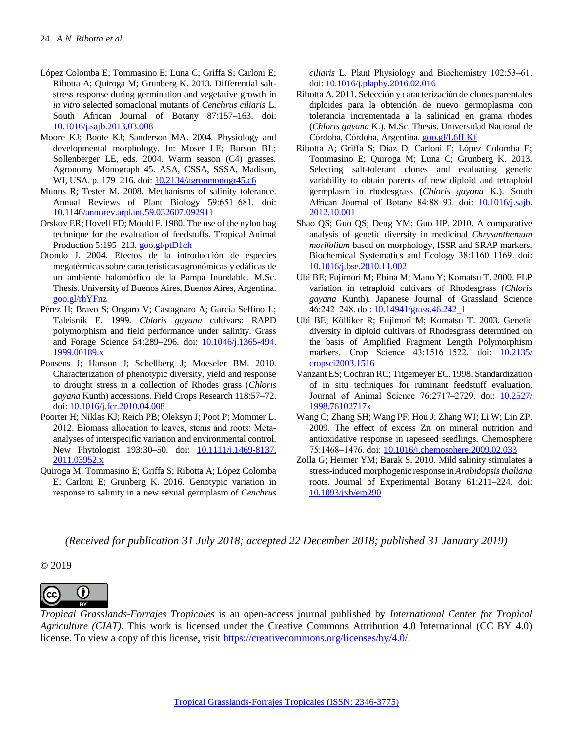López Colomba E; Tommasino E; Luna C; Griffa S; Carloni E; Ribotta A; Quiroga M; Grunberg K. 2013. Differential salt-stress response during germination and vegetative growth in *in vitro* selected somaclonal mutants of *Cenchrus ciliaris* L. South African Journal of Botany 87:157–163. doi: 10.1016/j.sajb.2013.03.008

Moore KJ; Boote KJ; Sanderson MA. 2004. Physiology and developmental morphology. In: Moser LE; Burson BL; Sollenberger LE, eds. 2004. Warm season (C4) grasses. Agronomy Monograph 45. ASA, CSSA, SSSA, Madison, WI, USA. p. 179–216. doi: 10.2134/agronmonogr45.c6

Munns R; Tester M. 2008. Mechanisms of salinity tolerance. Annual Reviews of Plant Biology 59:651–681. doi: 10.1146/annurev.arplant.59.032607.092911

Orskov ER; Hovell FD; Mould F. 1980. The use of the nylon bag technique for the evaluation of feedstuffs. Tropical Animal Production 5:195–213. goo.gl/ptD1ch

Otondo J. 2004. Efectos de la introducción de especies megatérmicas sobre características agronómicas y edáficas de un ambiente halomórfico de la Pampa Inundable. M.Sc. Thesis. University of Buenos Aires, Buenos Aires, Argentina. goo.gl/rhYFnz

Pérez H; Bravo S; Ongaro V; Castagnaro A; García Seffino L; Taleisnik E. 1999. *Chloris gayana* cultivars: RAPD polymorphism and field performance under salinity. Grass and Forage Science 54:289–296. doi: 10.1046/j.1365-494.1999.00189.x

Ponsens J; Hanson J; Schellberg J; Moeseler BM. 2010. Characterization of phenotypic diversity, yield and response to drought stress in a collection of Rhodes grass (*Chloris gayana* Kunth) accessions. Field Crops Research 118:57–72. doi: 10.1016/j.fcr.2010.04.008

Poorter H; Niklas KJ; Reich PB; Oleksyn J; Poot P; Mommer L. 2012. Biomass allocation to leaves, stems and roots: Meta-analyses of interspecific variation and environmental control. New Phytologist 193:30–50. doi: 10.1111/j.1469-8137.2011.03952.x

Quiroga M; Tommasino E; Griffa S; Ribotta A; López Colomba E; Carloni E; Grunberg K. 2016. Genotypic variation in response to salinity in a new sexual germplasm of *Cenchrus ciliaris* L. Plant Physiology and Biochemistry 102:53–61. doi: 10.1016/j.plaphy.2016.02.016

Ribotta A. 2011. Selección y caracterización de clones parentales diploides para la obtención de nuevo germoplasma con tolerancia incrementada a la salinidad en grama rhodes (*Chloris gayana* K.). M.Sc. Thesis. Universidad Nacional de Córdoba, Córdoba, Argentina. goo.gl/L6fLKf

Ribotta A; Griffa S; Díaz D; Carloni E; López Colomba E; Tommasino E; Quiroga M; Luna C; Grunberg K. 2013. Selecting salt-tolerant clones and evaluating genetic variability to obtain parents of new diploid and tetraploid germplasm in rhodesgrass (*Chloris gayana* K.). South African Journal of Botany 84:88–93. doi: 10.1016/j.sajb.2012.10.001

Shao QS; Guo QS; Deng YM; Guo HP. 2010. A comparative analysis of genetic diversity in medicinal *Chrysanthemum morifolium* based on morphology, ISSR and SRAP markers. Biochemical Systematics and Ecology 38:1160–1169. doi: 10.1016/j.bse.2010.11.002

Ubi BE; Fujimori M; Ebina M; Mano Y; Komatsu T. 2000. FLP variation in tetraploid cultivars of Rhodesgrass (*Chloris gayana* Kunth). Japanese Journal of Grassland Science 46:242–248. doi: 10.14941/grass.46.242_1

Ubi BE; Kölliker R; Fujimori M; Komatsu T. 2003. Genetic diversity in diploid cultivars of Rhodesgrass determined on the basis of Amplified Fragment Length Polymorphism markers. Crop Science 43:1516–1522. doi: 10.2135/cropsci2003.1516

Vanzant ES; Cochran RC; Titgemeyer EC. 1998. Standardization of in situ techniques for ruminant feedstuff evaluation. Journal of Animal Science 76:2717–2729. doi: 10.2527/1998.76102717x

Wang C; Zhang SH; Wang PF; Hou J; Zhang WJ; Li W; Lin ZP. 2009. The effect of excess Zn on mineral nutrition and antioxidative response in rapeseed seedlings. Chemosphere 75:1468–1476. doi: 10.1016/j.chemosphere.2009.02.033

Zolla G; Heimer YM; Barak S. 2010. Mild salinity stimulates a stress-induced morphogenic response in *Arabidopsis thaliana* roots. Journal of Experimental Botany 61:211–224. doi: 10.1093/jxb/erp290

*(Received for publication 31 July 2018; accepted 22 December 2018; published 31 January 2019)*

© 2019

*Tropical Grasslands-Forrajes Tropicales* is an open-access journal published by *International Center for Tropical Agriculture (CIAT)*. This work is licensed under the Creative Commons Attribution 4.0 International (CC BY 4.0) license. To view a copy of this license, visit https://creativecommons.org/licenses/by/4.0/.